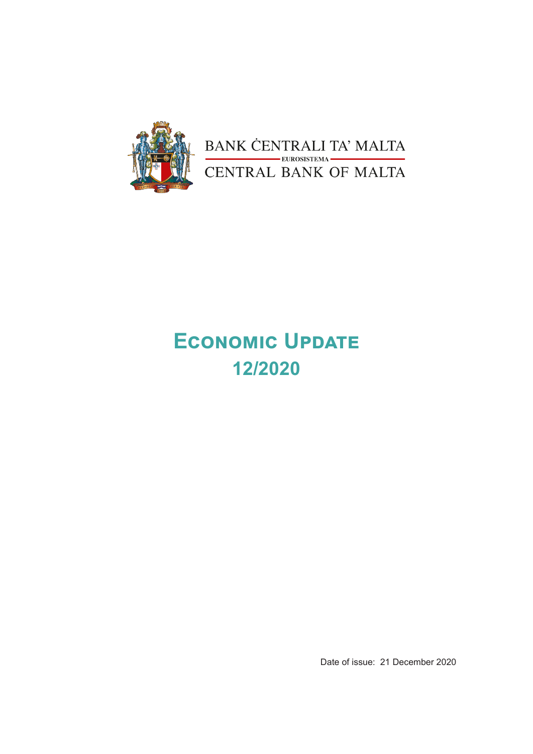BANK ĊENTRALI TA' MALTA

EUROSISTEMA

CENTRAL BANK OF MALTA

# Economic Update 12/2020

Date of issue: 21 December 2020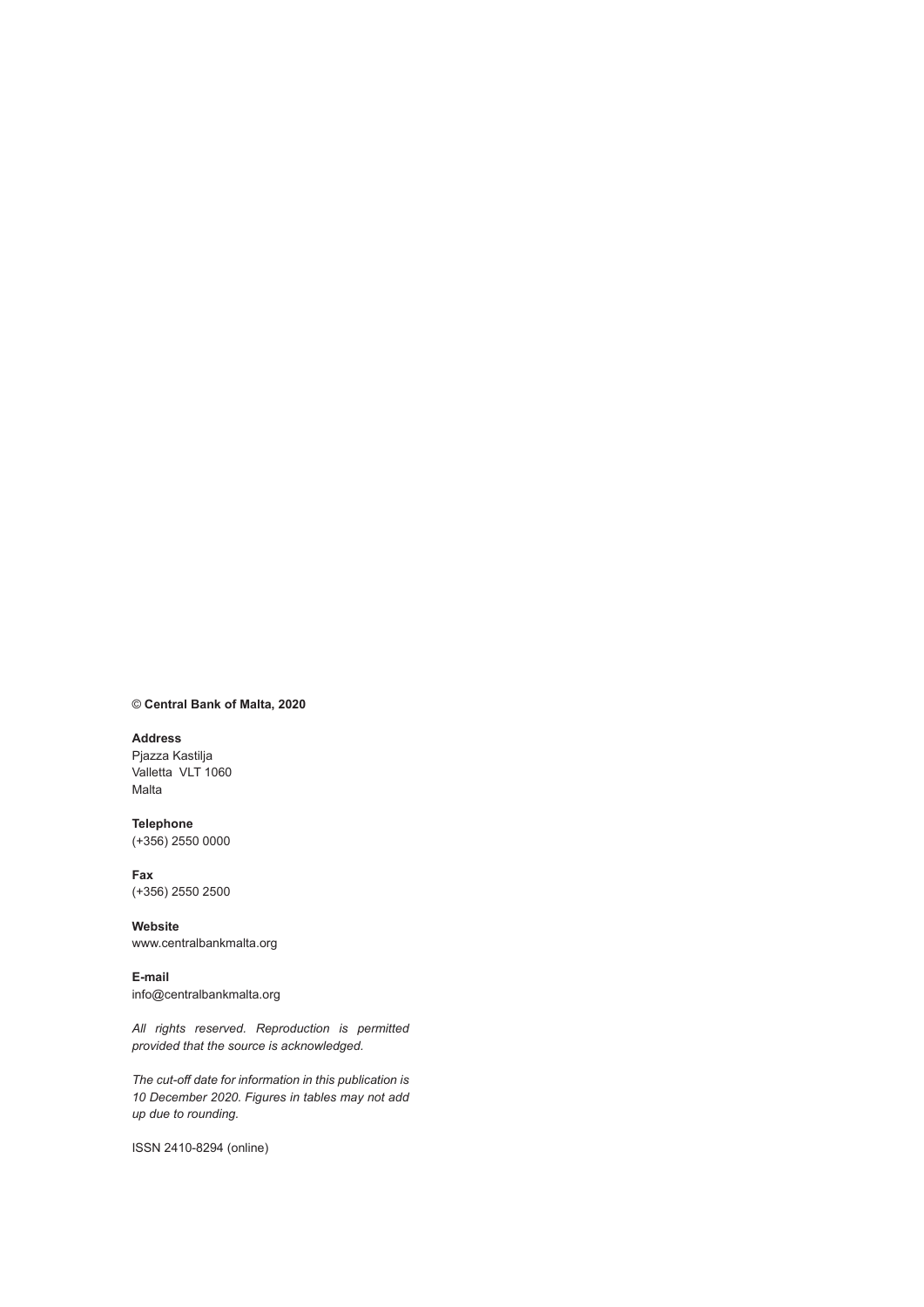**© Central Bank of Malta, 2020**

**Address**
Pjazza Kastilja
Valletta VLT 1060
Malta

**Telephone**
(+356) 2550 0000

**Fax**
(+356) 2550 2500

**Website**
www.centralbankmalta.org

**E-mail**
info@centralbankmalta.org

*All rights reserved. Reproduction is permitted provided that the source is acknowledged.*

*The cut-off date for information in this publication is 10 December 2020. Figures in tables may not add up due to rounding.*

ISSN 2410-8294 (online)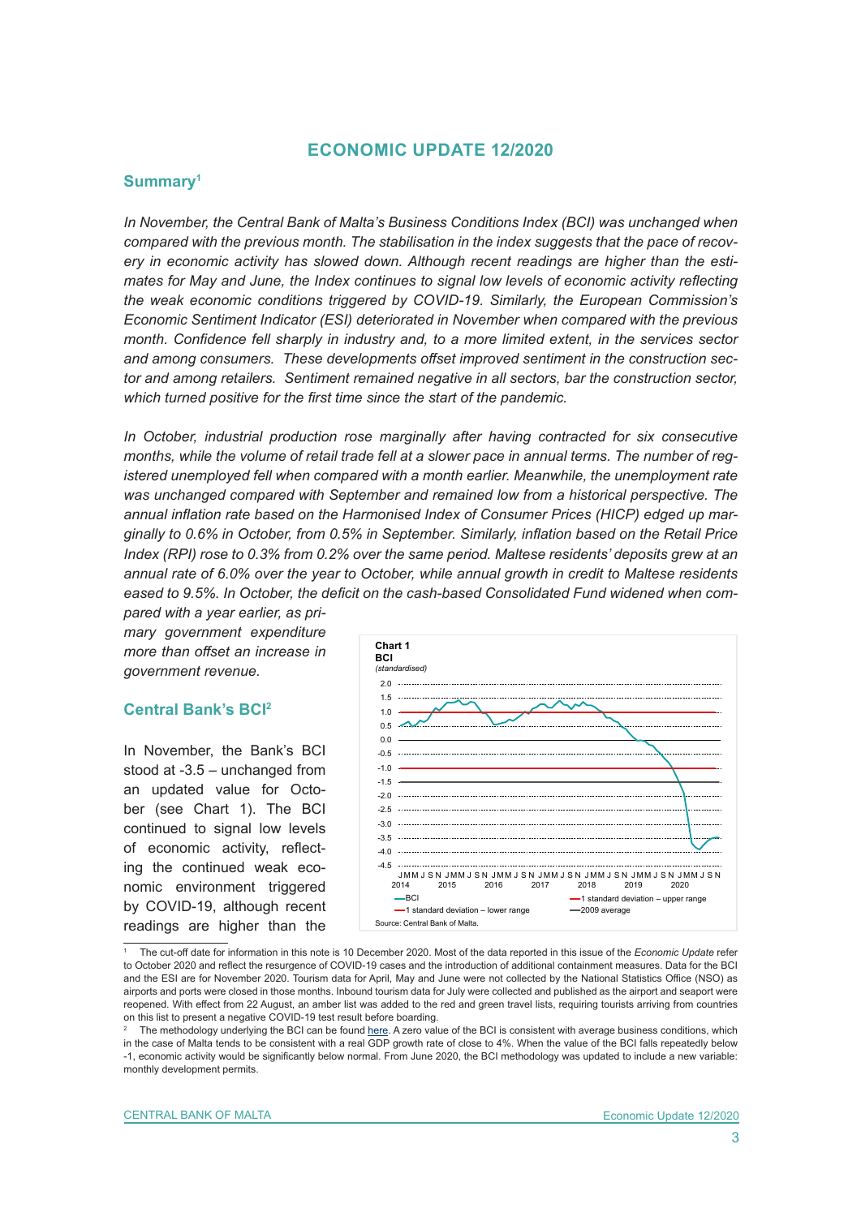## ECONOMIC UPDATE 12/2020

### Summary[1]

*In November, the Central Bank of Malta's Business Conditions Index (BCI) was unchanged when compared with the previous month. The stabilisation in the index suggests that the pace of recovery in economic activity has slowed down. Although recent readings are higher than the estimates for May and June, the Index continues to signal low levels of economic activity reflecting the weak economic conditions triggered by COVID-19. Similarly, the European Commission's Economic Sentiment Indicator (ESI) deteriorated in November when compared with the previous month. Confidence fell sharply in industry and, to a more limited extent, in the services sector and among consumers. These developments offset improved sentiment in the construction sector and among retailers. Sentiment remained negative in all sectors, bar the construction sector, which turned positive for the first time since the start of the pandemic.*

*In October, industrial production rose marginally after having contracted for six consecutive months, while the volume of retail trade fell at a slower pace in annual terms. The number of registered unemployed fell when compared with a month earlier. Meanwhile, the unemployment rate was unchanged compared with September and remained low from a historical perspective. The annual inflation rate based on the Harmonised Index of Consumer Prices (HICP) edged up marginally to 0.6% in October, from 0.5% in September. Similarly, inflation based on the Retail Price Index (RPI) rose to 0.3% from 0.2% over the same period. Maltese residents' deposits grew at an annual rate of 6.0% over the year to October, while annual growth in credit to Maltese residents eased to 9.5%. In October, the deficit on the cash-based Consolidated Fund widened when compared with a year earlier, as primary government expenditure more than offset an increase in government revenue.*

### Central Bank's BCI[2]

In November, the Bank's BCI stood at -3.5 – unchanged from an updated value for October (see Chart 1). The BCI continued to signal low levels of economic activity, reflecting the continued weak economic environment triggered by COVID-19, although recent readings are higher than the

**Chart 1**
**BCI**
*(standardised)*

Source: Central Bank of Malta.

---

[1] The cut-off date for information in this note is 10 December 2020. Most of the data reported in this issue of the *Economic Update* refer to October 2020 and reflect the resurgence of COVID-19 cases and the introduction of additional containment measures. Data for the BCI and the ESI are for November 2020. Tourism data for April, May and June were not collected by the National Statistics Office (NSO) as airports and ports were closed in those months. Inbound tourism data for July were collected and published as the airport and seaport were reopened. With effect from 22 August, an amber list was added to the red and green travel lists, requiring tourists arriving from countries on this list to present a negative COVID-19 test result before boarding.

[2] The methodology underlying the BCI can be found here. A zero value of the BCI is consistent with average business conditions, which in the case of Malta tends to be consistent with a real GDP growth rate of close to 4%. When the value of the BCI falls repeatedly below -1, economic activity would be significantly below normal. From June 2020, the BCI methodology was updated to include a new variable: monthly development permits.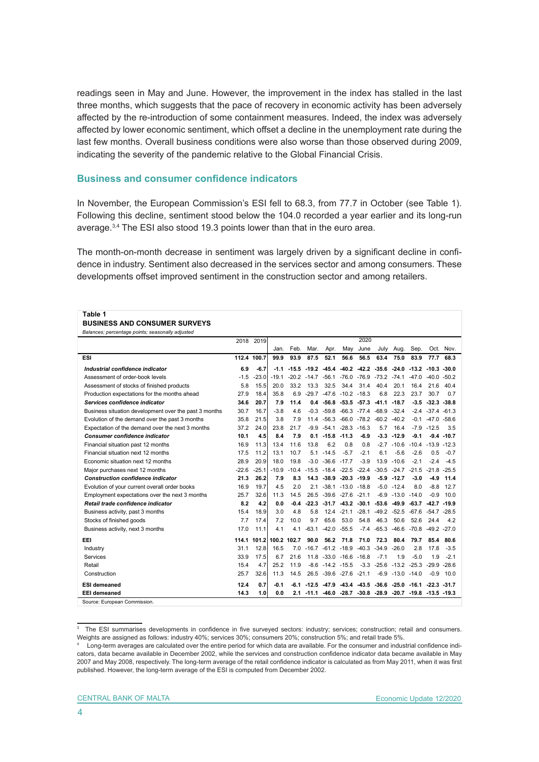readings seen in May and June. However, the improvement in the index has stalled in the last three months, which suggests that the pace of recovery in economic activity has been adversely affected by the re-introduction of some containment measures. Indeed, the index was adversely affected by lower economic sentiment, which offset a decline in the unemployment rate during the last few months. Overall business conditions were also worse than those observed during 2009, indicating the severity of the pandemic relative to the Global Financial Crisis.

### Business and consumer confidence indicators

In November, the European Commission's ESI fell to 68.3, from 77.7 in October (see Table 1). Following this decline, sentiment stood below the 104.0 recorded a year earlier and its long-run average.[3,4] The ESI also stood 19.3 points lower than that in the euro area.

The month-on-month decrease in sentiment was largely driven by a significant decline in confidence in industry. Sentiment also decreased in the services sector and among consumers. These developments offset improved sentiment in the construction sector and among retailers.

**Table 1**
**BUSINESS AND CONSUMER SURVEYS**
*Balances; percentage points; seasonally adjusted*

| | 2018 | 2019 | 2020 | | | | | | | | | | |
|---|---|---|---|---|---|---|---|---|---|---|---|---|---|
| | | | Jan. | Feb. | Mar. | Apr. | May | June | July | Aug. | Sep. | Oct. | Nov. |
| **ESI** | **112.4** | **100.7** | **99.9** | **93.9** | **87.5** | **52.1** | **56.6** | **56.5** | **63.4** | **75.0** | **83.9** | **77.7** | **68.3** |
| ***Industrial confidence indicator*** | **6.9** | **-6.7** | **-1.1** | **-15.5** | **-19.2** | **-45.4** | **-40.2** | **-42.2** | **-35.6** | **-24.0** | **-13.2** | **-10.3** | **-30.0** |
| Assessment of order-book levels | -1.5 | -23.0 | -19.1 | -20.2 | -14.7 | -56.1 | -76.0 | -76.9 | -73.2 | -74.1 | -47.0 | -40.0 | -50.2 |
| Assessment of stocks of finished products | 5.8 | 15.5 | 20.0 | 33.2 | 13.3 | 32.5 | 34.4 | 31.4 | 40.4 | 20.1 | 16.4 | 21.6 | 40.4 |
| Production expectations for the months ahead | 27.9 | 18.4 | 35.8 | 6.9 | -29.7 | -47.6 | -10.2 | -18.3 | 6.8 | 22.3 | 23.7 | 30.7 | 0.7 |
| ***Services confidence indicator*** | **34.6** | **20.7** | **7.9** | **11.4** | **0.4** | **-56.8** | **-53.5** | **-57.3** | **-41.1** | **-18.7** | **-3.5** | **-32.3** | **-38.8** |
| Business situation development over the past 3 months | 30.7 | 16.7 | -3.8 | 4.6 | -0.3 | -59.8 | -66.3 | -77.4 | -68.9 | -32.4 | -2.4 | -37.4 | -61.3 |
| Evolution of the demand over the past 3 months | 35.8 | 21.5 | 3.8 | 7.9 | 11.4 | -56.3 | -66.0 | -78.2 | -60.2 | -40.2 | -0.1 | -47.0 | -58.6 |
| Expectation of the demand over the next 3 months | 37.2 | 24.0 | 23.8 | 21.7 | -9.9 | -54.1 | -28.3 | -16.3 | 5.7 | 16.4 | -7.9 | -12.5 | 3.5 |
| ***Consumer confidence indicator*** | **10.1** | **4.5** | **8.4** | **7.9** | **0.1** | **-15.8** | **-11.3** | **-6.9** | **-3.3** | **-12.9** | **-9.1** | **-9.4** | **-10.7** |
| Financial situation past 12 months | 16.9 | 11.3 | 13.4 | 11.6 | 13.8 | 6.2 | 0.8 | 0.8 | -2.7 | -10.6 | -10.4 | -13.9 | -12.3 |
| Financial situation next 12 months | 17.5 | 11.2 | 13.1 | 10.7 | 5.1 | -14.5 | -5.7 | -2.1 | 6.1 | -5.6 | -2.6 | 0.5 | -0.7 |
| Economic situation next 12 months | 28.9 | 20.9 | 18.0 | 19.8 | -3.0 | -36.6 | -17.7 | -3.9 | 13.9 | -10.6 | -2.1 | -2.4 | -4.5 |
| Major purchases next 12 months | -22.6 | -25.1 | -10.9 | -10.4 | -15.5 | -18.4 | -22.5 | -22.4 | -30.5 | -24.7 | -21.5 | -21.8 | -25.5 |
| ***Construction confidence indicator*** | **21.3** | **26.2** | **7.9** | **8.3** | **14.3** | **-38.9** | **-20.3** | **-19.9** | **-5.9** | **-12.7** | **-3.0** | **-4.9** | **11.4** |
| Evolution of your current overall order books | 16.9 | 19.7 | 4.5 | 2.0 | 2.1 | -38.1 | -13.0 | -18.8 | -5.0 | -12.4 | 8.0 | -8.8 | 12.7 |
| Employment expectations over the next 3 months | 25.7 | 32.6 | 11.3 | 14.5 | 26.5 | -39.6 | -27.6 | -21.1 | -6.9 | -13.0 | -14.0 | -0.9 | 10.0 |
| ***Retail trade confidence indicator*** | **8.2** | **4.2** | **0.0** | **-0.4** | **-22.3** | **-31.7** | **-43.2** | **-30.1** | **-53.6** | **-49.9** | **-63.7** | **-42.7** | **-19.9** |
| Business activity, past 3 months | 15.4 | 18.9 | 3.0 | 4.8 | 5.8 | 12.4 | -21.1 | -28.1 | -49.2 | -52.5 | -67.6 | -54.7 | -28.5 |
| Stocks of finished goods | 7.7 | 17.4 | 7.2 | 10.0 | 9.7 | 65.6 | 53.0 | 54.8 | 46.3 | 50.6 | 52.6 | 24.4 | 4.2 |
| Business activity, next 3 months | 17.0 | 11.1 | 4.1 | 4.1 | -63.1 | -42.0 | -55.5 | | -7.4 | -65.3 | -46.6 | -70.8 | -49.2 | -27.0 |
| **EEI** | **114.1** | **101.2** | **100.2** | **102.7** | **90.0** | **56.2** | **71.8** | **71.0** | **72.3** | **80.4** | **79.7** | **85.4** | **80.6** |
| Industry | 31.1 | 12.8 | 16.5 | 7.0 | -16.7 | -61.2 | -18.9 | -40.3 | -34.9 | -26.0 | 2.8 | 17.8 | -3.5 |
| Services | 33.9 | 17.5 | 6.7 | 21.6 | 11.8 | -33.0 | -16.6 | -16.8 | -7.1 | 1.9 | -5.0 | 1.9 | -2.1 |
| Retail | 15.4 | 4.7 | 25.2 | 11.9 | -8.6 | -14.2 | -15.5 | -3.3 | -25.6 | -13.2 | -25.3 | -29.9 | -28.6 |
| Construction | 25.7 | 32.6 | 11.3 | 14.5 | 26.5 | -39.6 | -27.6 | -21.1 | -6.9 | -13.0 | -14.0 | -0.9 | 10.0 |
| **ESI demeaned** | **12.4** | **0.7** | **-0.1** | **-6.1** | **-12.5** | **-47.9** | **-43.4** | **-43.5** | **-36.6** | **-25.0** | **-16.1** | **-22.3** | **-31.7** |
| **EEI demeaned** | **14.3** | **1.0** | **0.0** | **2.1** | **-11.1** | **-46.0** | **-28.7** | **-30.8** | **-28.9** | **-20.7** | **-19.8** | **-13.5** | **-19.3** |

Source: European Commission.

[3] The ESI summarises developments in confidence in five surveyed sectors: industry; services; construction; retail and consumers. Weights are assigned as follows: industry 40%; services 30%; consumers 20%; construction 5%; and retail trade 5%.

[4] Long-term averages are calculated over the entire period for which data are available. For the consumer and industrial confidence indicators, data became available in December 2002, while the services and construction confidence indicator data became available in May 2007 and May 2008, respectively. The long-term average of the retail confidence indicator is calculated as from May 2011, when it was first published. However, the long-term average of the ESI is computed from December 2002.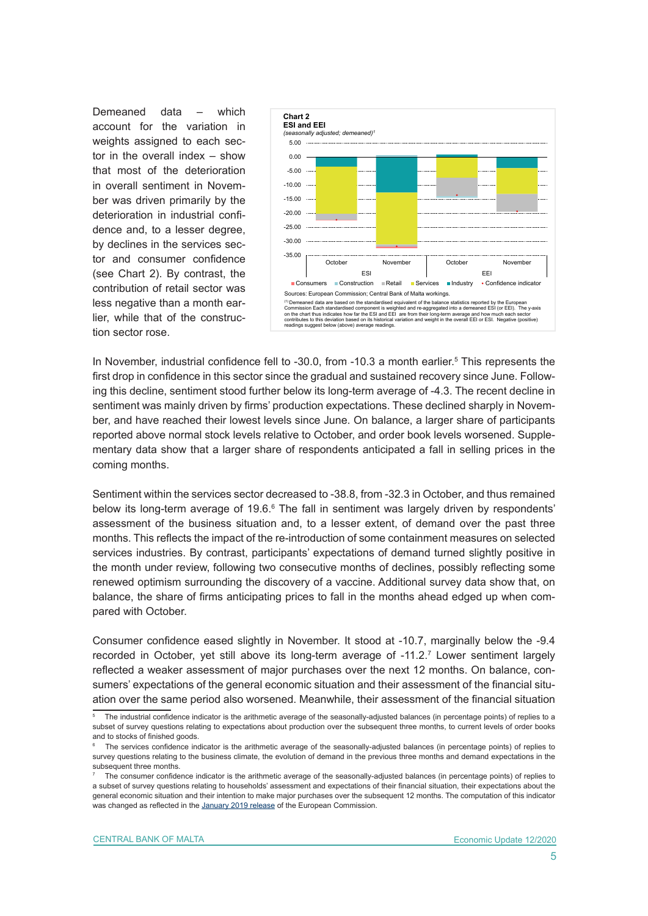Demeaned data – which account for the variation in weights assigned to each sector in the overall index – show that most of the deterioration in overall sentiment in November was driven primarily by the deterioration in industrial confidence and, to a lesser degree, by declines in the services sector and consumer confidence (see Chart 2). By contrast, the contribution of retail sector was less negative than a month earlier, while that of the construction sector rose.

**Chart 2**
**ESI and EEI**
*(seasonally adjusted; demeaned)*[1]

Sources: European Commission; Central Bank of Malta workings.

[1] Demeaned data are based on the standardised equivalent of the balance statistics reported by the European Commission Each standardised component is weighted and re-aggregated into a demeaned ESI (or EEI). The y-axis on the chart thus indicates how far the ESI and EEI are from their long-term average and how much each sector contributes to this deviation based on its historical variation and weight in the overall EEI or ESI. Negative (positive) readings suggest below (above) average readings.

In November, industrial confidence fell to -30.0, from -10.3 a month earlier.[5] This represents the first drop in confidence in this sector since the gradual and sustained recovery since June. Following this decline, sentiment stood further below its long-term average of -4.3. The recent decline in sentiment was mainly driven by firms' production expectations. These declined sharply in November, and have reached their lowest levels since June. On balance, a larger share of participants reported above normal stock levels relative to October, and order book levels worsened. Supplementary data show that a larger share of respondents anticipated a fall in selling prices in the coming months.

Sentiment within the services sector decreased to -38.8, from -32.3 in October, and thus remained below its long-term average of 19.6.[6] The fall in sentiment was largely driven by respondents' assessment of the business situation and, to a lesser extent, of demand over the past three months. This reflects the impact of the re-introduction of some containment measures on selected services industries. By contrast, participants' expectations of demand turned slightly positive in the month under review, following two consecutive months of declines, possibly reflecting some renewed optimism surrounding the discovery of a vaccine. Additional survey data show that, on balance, the share of firms anticipating prices to fall in the months ahead edged up when compared with October.

Consumer confidence eased slightly in November. It stood at -10.7, marginally below the -9.4 recorded in October, yet still above its long-term average of -11.2.[7] Lower sentiment largely reflected a weaker assessment of major purchases over the next 12 months. On balance, consumers' expectations of the general economic situation and their assessment of the financial situation over the same period also worsened. Meanwhile, their assessment of the financial situation

[5] The industrial confidence indicator is the arithmetic average of the seasonally-adjusted balances (in percentage points) of replies to a subset of survey questions relating to expectations about production over the subsequent three months, to current levels of order books and to stocks of finished goods.

[6] The services confidence indicator is the arithmetic average of the seasonally-adjusted balances (in percentage points) of replies to survey questions relating to the business climate, the evolution of demand in the previous three months and demand expectations in the subsequent three months.

[7] The consumer confidence indicator is the arithmetic average of the seasonally-adjusted balances (in percentage points) of replies to a subset of survey questions relating to households' assessment and expectations of their financial situation, their expectations about the general economic situation and their intention to make major purchases over the subsequent 12 months. The computation of this indicator was changed as reflected in the January 2019 release of the European Commission.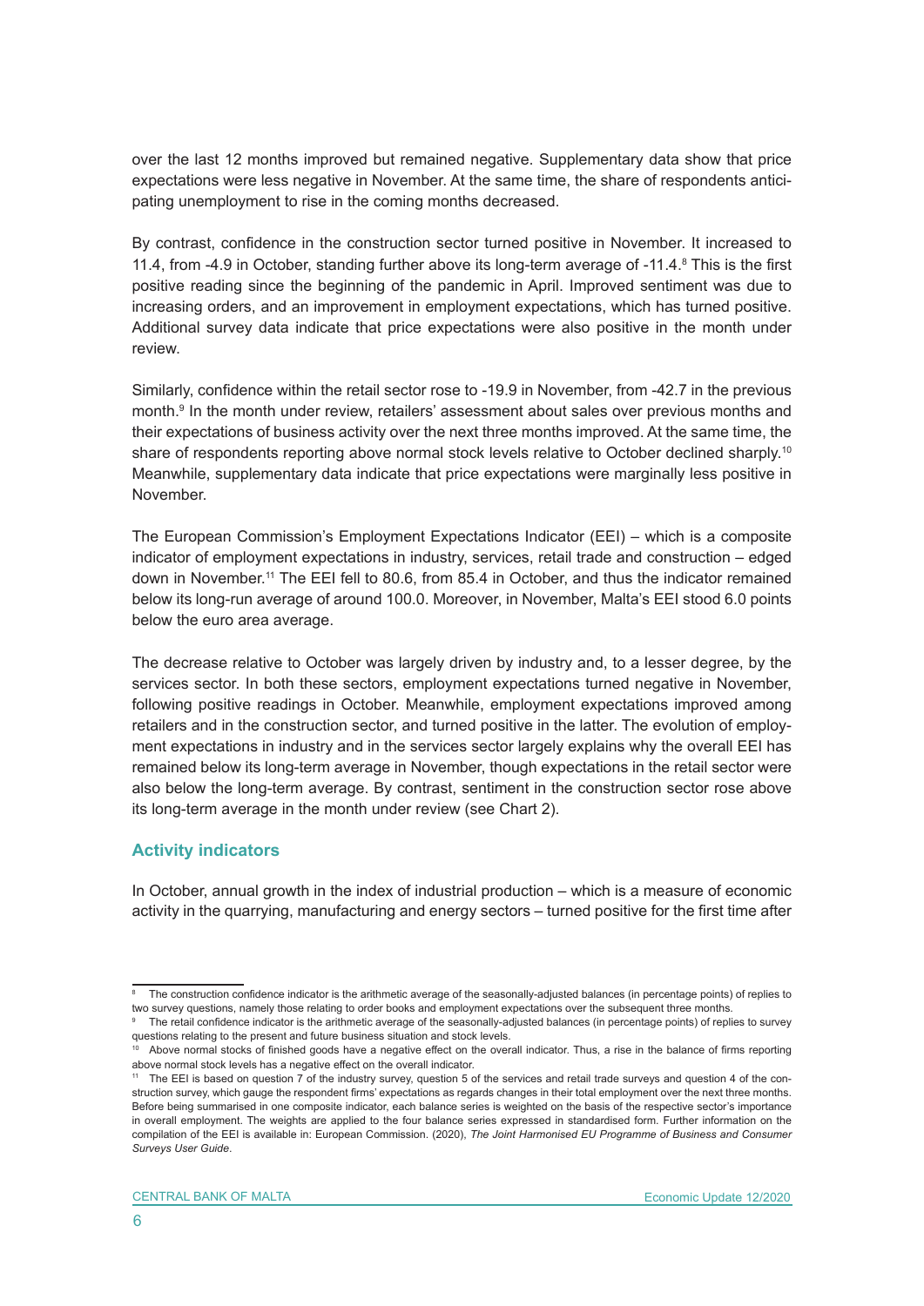over the last 12 months improved but remained negative. Supplementary data show that price expectations were less negative in November. At the same time, the share of respondents anticipating unemployment to rise in the coming months decreased.

By contrast, confidence in the construction sector turned positive in November. It increased to 11.4, from -4.9 in October, standing further above its long-term average of -11.4.[8] This is the first positive reading since the beginning of the pandemic in April. Improved sentiment was due to increasing orders, and an improvement in employment expectations, which has turned positive. Additional survey data indicate that price expectations were also positive in the month under review.

Similarly, confidence within the retail sector rose to -19.9 in November, from -42.7 in the previous month.[9] In the month under review, retailers' assessment about sales over previous months and their expectations of business activity over the next three months improved. At the same time, the share of respondents reporting above normal stock levels relative to October declined sharply.[10] Meanwhile, supplementary data indicate that price expectations were marginally less positive in November.

The European Commission's Employment Expectations Indicator (EEI) – which is a composite indicator of employment expectations in industry, services, retail trade and construction – edged down in November.[11] The EEI fell to 80.6, from 85.4 in October, and thus the indicator remained below its long-run average of around 100.0. Moreover, in November, Malta's EEI stood 6.0 points below the euro area average.

The decrease relative to October was largely driven by industry and, to a lesser degree, by the services sector. In both these sectors, employment expectations turned negative in November, following positive readings in October. Meanwhile, employment expectations improved among retailers and in the construction sector, and turned positive in the latter. The evolution of employment expectations in industry and in the services sector largely explains why the overall EEI has remained below its long-term average in November, though expectations in the retail sector were also below the long-term average. By contrast, sentiment in the construction sector rose above its long-term average in the month under review (see Chart 2).

### Activity indicators

In October, annual growth in the index of industrial production – which is a measure of economic activity in the quarrying, manufacturing and energy sectors – turned positive for the first time after

---

[8] The construction confidence indicator is the arithmetic average of the seasonally-adjusted balances (in percentage points) of replies to two survey questions, namely those relating to order books and employment expectations over the subsequent three months.

[9] The retail confidence indicator is the arithmetic average of the seasonally-adjusted balances (in percentage points) of replies to survey questions relating to the present and future business situation and stock levels.

[10] Above normal stocks of finished goods have a negative effect on the overall indicator. Thus, a rise in the balance of firms reporting above normal stock levels has a negative effect on the overall indicator.

[11] The EEI is based on question 7 of the industry survey, question 5 of the services and retail trade surveys and question 4 of the construction survey, which gauge the respondent firms' expectations as regards changes in their total employment over the next three months. Before being summarised in one composite indicator, each balance series is weighted on the basis of the respective sector's importance in overall employment. The weights are applied to the four balance series expressed in standardised form. Further information on the compilation of the EEI is available in: European Commission. (2020), *The Joint Harmonised EU Programme of Business and Consumer Surveys User Guide*.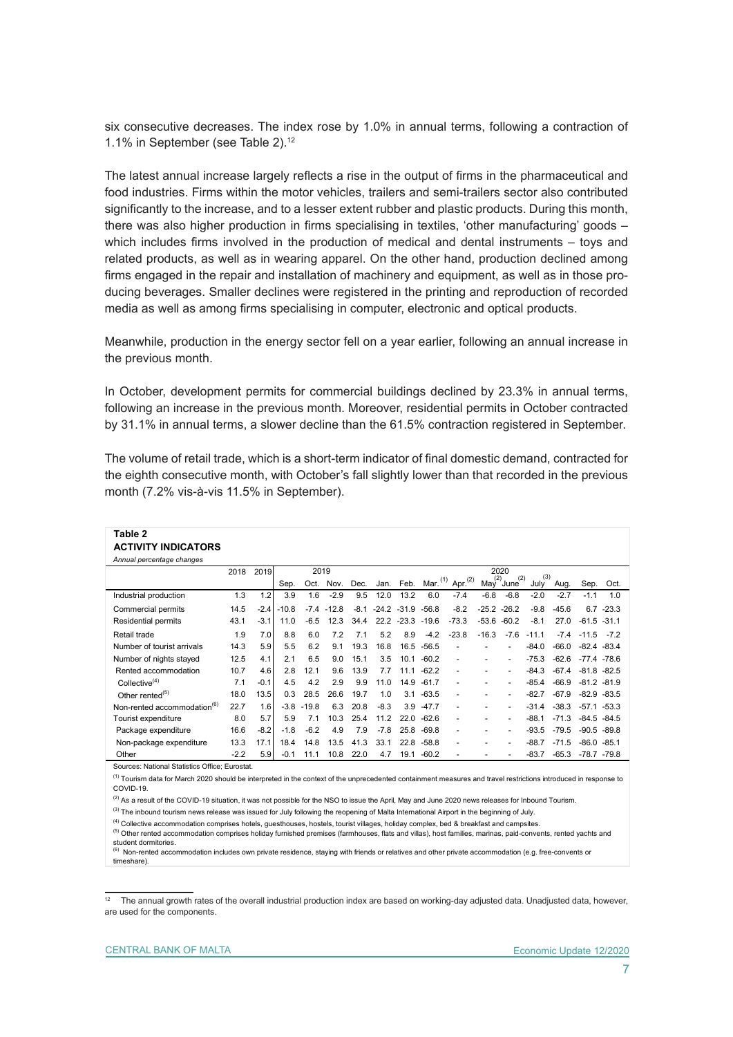six consecutive decreases. The index rose by 1.0% in annual terms, following a contraction of 1.1% in September (see Table 2).[12]

The latest annual increase largely reflects a rise in the output of firms in the pharmaceutical and food industries. Firms within the motor vehicles, trailers and semi-trailers sector also contributed significantly to the increase, and to a lesser extent rubber and plastic products. During this month, there was also higher production in firms specialising in textiles, 'other manufacturing' goods – which includes firms involved in the production of medical and dental instruments – toys and related products, as well as in wearing apparel. On the other hand, production declined among firms engaged in the repair and installation of machinery and equipment, as well as in those producing beverages. Smaller declines were registered in the printing and reproduction of recorded media as well as among firms specialising in computer, electronic and optical products.

Meanwhile, production in the energy sector fell on a year earlier, following an annual increase in the previous month.

In October, development permits for commercial buildings declined by 23.3% in annual terms, following an increase in the previous month. Moreover, residential permits in October contracted by 31.1% in annual terms, a slower decline than the 61.5% contraction registered in September.

The volume of retail trade, which is a short-term indicator of final domestic demand, contracted for the eighth consecutive month, with October's fall slightly lower than that recorded in the previous month (7.2% vis-à-vis 11.5% in September).

**Table 2**
**ACTIVITY INDICATORS**
*Annual percentage changes*

| | 2018 | 2019 | 2019 | | | | 2020 | | | | | | | | | |
|---|---|---|---|---|---|---|---|---|---|---|---|---|---|---|---|---|
| | | | Sep. | Oct. | Nov. | Dec. | Jan. | Feb. | Mar.[(1)] | Apr.[(2)] | May[(2)] | June[(2)] | July[(3)] | Aug. | Sep. | Oct. |
| Industrial production | 1.3 | 1.2 | 3.9 | 1.6 | -2.9 | 9.5 | 12.0 | 13.2 | 6.0 | -7.4 | -6.8 | -6.8 | -2.0 | -2.7 | -1.1 | 1.0 |
| Commercial permits | 14.5 | -2.4 | -10.8 | -7.4 | -12.8 | -8.1 | -24.2 | -31.9 | -56.8 | -8.2 | -25.2 | -26.2 | -9.8 | -45.6 | 6.7 | -23.3 |
| Residential permits | 43.1 | -3.1 | 11.0 | -6.5 | 12.3 | 34.4 | 22.2 | -23.3 | -19.6 | -73.3 | -53.6 | -60.2 | -8.1 | 27.0 | -61.5 | -31.1 |
| Retail trade | 1.9 | 7.0 | 8.8 | 6.0 | 7.2 | 7.1 | 5.2 | 8.9 | -4.2 | -23.8 | -16.3 | -7.6 | -11.1 | -7.4 | -11.5 | -7.2 |
| Number of tourist arrivals | 14.3 | 5.9 | 5.5 | 6.2 | 9.1 | 19.3 | 16.8 | 16.5 | -56.5 | - | - | - | -84.0 | -66.0 | -82.4 | -83.4 |
| Number of nights stayed | 12.5 | 4.1 | 2.1 | 6.5 | 9.0 | 15.1 | 3.5 | 10.1 | -60.2 | - | - | - | -75.3 | -62.6 | -77.4 | -78.6 |
| Rented accommodation | 10.7 | 4.6 | 2.8 | 12.1 | 9.6 | 13.9 | 7.7 | 11.1 | -62.2 | - | - | - | -84.3 | -67.4 | -81.8 | -82.5 |
| Collective[(4)] | 7.1 | -0.1 | 4.5 | 4.2 | 2.9 | 9.9 | 11.0 | 14.9 | -61.7 | - | - | - | -85.4 | -66.9 | -81.2 | -81.9 |
| Other rented[(5)] | 18.0 | 13.5 | 0.3 | 28.5 | 26.6 | 19.7 | 1.0 | 3.1 | -63.5 | - | - | - | -82.7 | -67.9 | -82.9 | -83.5 |
| Non-rented accommodation[(6)] | 22.7 | 1.6 | -3.8 | -19.8 | 6.3 | 20.8 | -8.3 | 3.9 | -47.7 | - | - | - | -31.4 | -38.3 | -57.1 | -53.3 |
| Tourist expenditure | 8.0 | 5.7 | 5.9 | 7.1 | 10.3 | 25.4 | 11.2 | 22.0 | -62.6 | - | - | - | -88.1 | -71.3 | -84.5 | -84.5 |
| Package expenditure | 16.6 | -8.2 | -1.8 | -6.2 | 4.9 | 7.9 | -7.8 | 25.8 | -69.8 | - | - | - | -93.5 | -79.5 | -90.5 | -89.8 |
| Non-package expenditure | 13.3 | 17.1 | 18.4 | 14.8 | 13.5 | 41.3 | 33.1 | 22.8 | -58.8 | - | - | - | -88.7 | -71.5 | -86.0 | -85.1 |
| Other | -2.2 | 5.9 | -0.1 | 11.1 | 10.8 | 22.0 | 4.7 | 19.1 | -60.2 | - | - | - | -83.7 | -65.3 | -78.7 | -79.8 |

Sources: National Statistics Office; Eurostat.

[(1)] Tourism data for March 2020 should be interpreted in the context of the unprecedented containment measures and travel restrictions introduced in response to COVID-19.

[(2)] As a result of the COVID-19 situation, it was not possible for the NSO to issue the April, May and June 2020 news releases for Inbound Tourism.

[(3)] The inbound tourism news release was issued for July following the reopening of Malta International Airport in the beginning of July.

[(4)] Collective accommodation comprises hotels, guesthouses, hostels, tourist villages, holiday complex, bed & breakfast and campsites.

[(5)] Other rented accommodation comprises holiday furnished premises (farmhouses, flats and villas), host families, marinas, paid-convents, rented yachts and student dormitories.

[(6)] Non-rented accommodation includes own private residence, staying with friends or relatives and other private accommodation (e.g. free-convents or timeshare).

---

[12] The annual growth rates of the overall industrial production index are based on working-day adjusted data. Unadjusted data, however, are used for the components.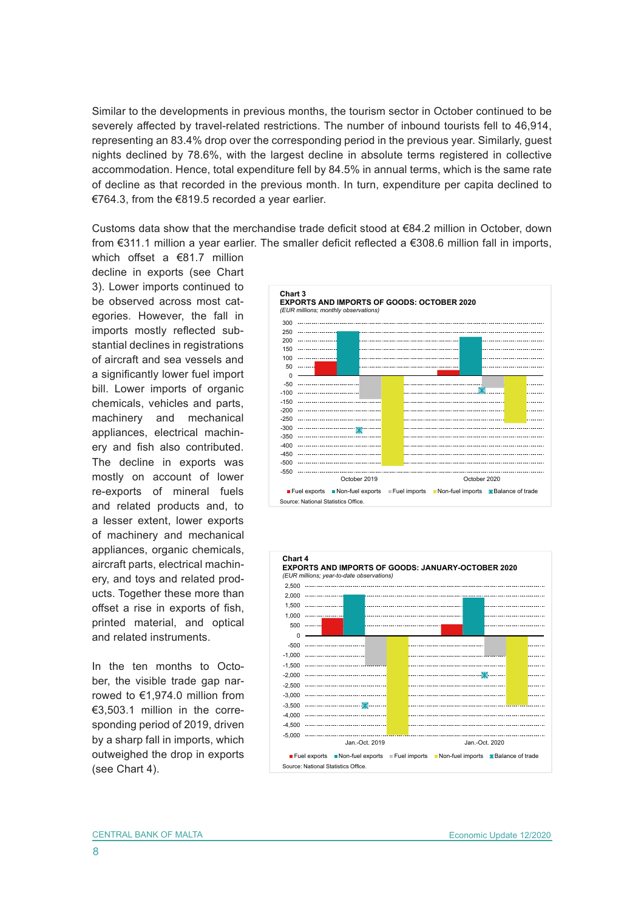Similar to the developments in previous months, the tourism sector in October continued to be severely affected by travel-related restrictions. The number of inbound tourists fell to 46,914, representing an 83.4% drop over the corresponding period in the previous year. Similarly, guest nights declined by 78.6%, with the largest decline in absolute terms registered in collective accommodation. Hence, total expenditure fell by 84.5% in annual terms, which is the same rate of decline as that recorded in the previous month. In turn, expenditure per capita declined to €764.3, from the €819.5 recorded a year earlier.

Customs data show that the merchandise trade deficit stood at €84.2 million in October, down from €311.1 million a year earlier. The smaller deficit reflected a €308.6 million fall in imports, which offset a €81.7 million decline in exports (see Chart 3). Lower imports continued to be observed across most categories. However, the fall in imports mostly reflected substantial declines in registrations of aircraft and sea vessels and a significantly lower fuel import bill. Lower imports of organic chemicals, vehicles and parts, machinery and mechanical appliances, electrical machinery and fish also contributed. The decline in exports was mostly on account of lower re-exports of mineral fuels and related products and, to a lesser extent, lower exports of machinery and mechanical appliances, organic chemicals, aircraft parts, electrical machinery, and toys and related products. Together these more than offset a rise in exports of fish, printed material, and optical and related instruments.

In the ten months to October, the visible trade gap narrowed to €1,974.0 million from €3,503.1 million in the corresponding period of 2019, driven by a sharp fall in imports, which outweighed the drop in exports (see Chart 4).

**Chart 3**
**EXPORTS AND IMPORTS OF GOODS: OCTOBER 2020**
*(EUR millions; monthly observations)*

Legend: Fuel exports, Non-fuel exports, Fuel imports, Non-fuel imports, Balance of trade

Source: National Statistics Office.

**Chart 4**
**EXPORTS AND IMPORTS OF GOODS: JANUARY-OCTOBER 2020**
*(EUR millions; year-to-date observations)*

Legend: Fuel exports, Non-fuel exports, Fuel imports, Non-fuel imports, Balance of trade

Source: National Statistics Office.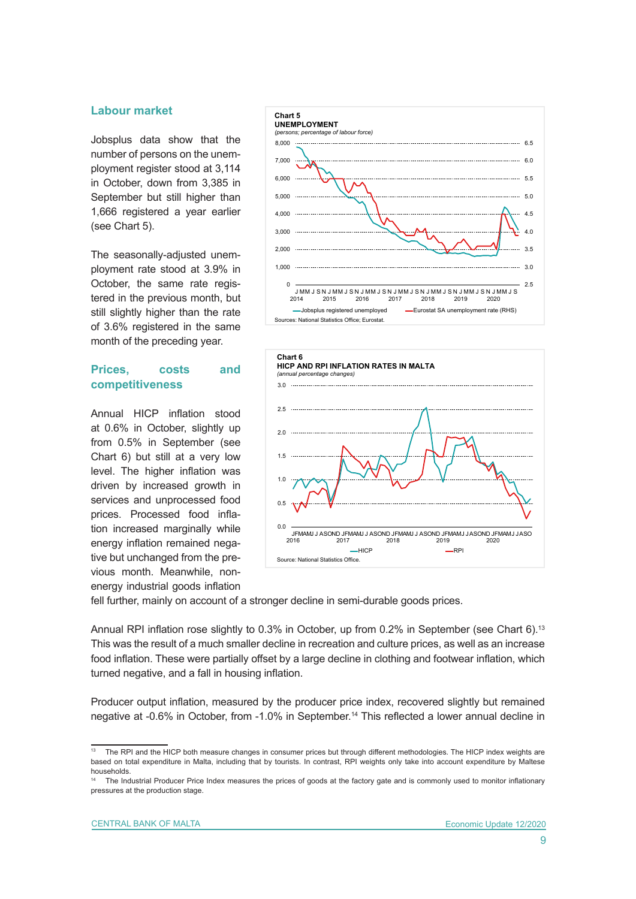## Labour market

Jobsplus data show that the number of persons on the unemployment register stood at 3,114 in October, down from 3,385 in September but still higher than 1,666 registered a year earlier (see Chart 5).

The seasonally-adjusted unemployment rate stood at 3.9% in October, the same rate registered in the previous month, but still slightly higher than the rate of 3.6% registered in the same month of the preceding year.

**Chart 5**
**UNEMPLOYMENT**
*(persons; percentage of labour force)*

Sources: National Statistics Office; Eurostat.

## Prices, costs and competitiveness

Annual HICP inflation stood at 0.6% in October, slightly up from 0.5% in September (see Chart 6) but still at a very low level. The higher inflation was driven by increased growth in services and unprocessed food prices. Processed food inflation increased marginally while energy inflation remained negative but unchanged from the previous month. Meanwhile, non-energy industrial goods inflation fell further, mainly on account of a stronger decline in semi-durable goods prices.

**Chart 6**
**HICP AND RPI INFLATION RATES IN MALTA**
*(annual percentage changes)*

Source: National Statistics Office.

Annual RPI inflation rose slightly to 0.3% in October, up from 0.2% in September (see Chart 6).[13] This was the result of a much smaller decline in recreation and culture prices, as well as an increase food inflation. These were partially offset by a large decline in clothing and footwear inflation, which turned negative, and a fall in housing inflation.

Producer output inflation, measured by the producer price index, recovered slightly but remained negative at -0.6% in October, from -1.0% in September.[14] This reflected a lower annual decline in

[13] The RPI and the HICP both measure changes in consumer prices but through different methodologies. The HICP index weights are based on total expenditure in Malta, including that by tourists. In contrast, RPI weights only take into account expenditure by Maltese households.

[14] The Industrial Producer Price Index measures the prices of goods at the factory gate and is commonly used to monitor inflationary pressures at the production stage.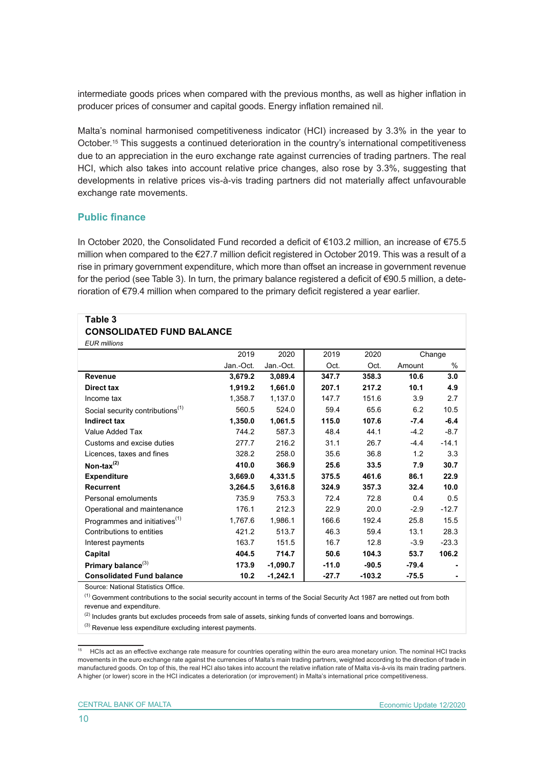intermediate goods prices when compared with the previous months, as well as higher inflation in producer prices of consumer and capital goods. Energy inflation remained nil.

Malta's nominal harmonised competitiveness indicator (HCI) increased by 3.3% in the year to October.[15] This suggests a continued deterioration in the country's international competitiveness due to an appreciation in the euro exchange rate against currencies of trading partners. The real HCI, which also takes into account relative price changes, also rose by 3.3%, suggesting that developments in relative prices vis-à-vis trading partners did not materially affect unfavourable exchange rate movements.

## Public finance

In October 2020, the Consolidated Fund recorded a deficit of €103.2 million, an increase of €75.5 million when compared to the €27.7 million deficit registered in October 2019. This was a result of a rise in primary government expenditure, which more than offset an increase in government revenue for the period (see Table 3). In turn, the primary balance registered a deficit of €90.5 million, a deterioration of €79.4 million when compared to the primary deficit registered a year earlier.

**Table 3**
**CONSOLIDATED FUND BALANCE**
*EUR millions*

| | 2019 | 2020 | 2019 | 2020 | Change | |
|---|---|---|---|---|---|---|
| | Jan.-Oct. | Jan.-Oct. | Oct. | Oct. | Amount | % |
| **Revenue** | **3,679.2** | **3,089.4** | **347.7** | **358.3** | **10.6** | **3.0** |
| **Direct tax** | **1,919.2** | **1,661.0** | **207.1** | **217.2** | **10.1** | **4.9** |
| Income tax | 1,358.7 | 1,137.0 | 147.7 | 151.6 | 3.9 | 2.7 |
| Social security contributions[(1)] | 560.5 | 524.0 | 59.4 | 65.6 | 6.2 | 10.5 |
| **Indirect tax** | **1,350.0** | **1,061.5** | **115.0** | **107.6** | **-7.4** | **-6.4** |
| Value Added Tax | 744.2 | 587.3 | 48.4 | 44.1 | -4.2 | -8.7 |
| Customs and excise duties | 277.7 | 216.2 | 31.1 | 26.7 | -4.4 | -14.1 |
| Licences, taxes and fines | 328.2 | 258.0 | 35.6 | 36.8 | 1.2 | 3.3 |
| **Non-tax[(2)]** | **410.0** | **366.9** | **25.6** | **33.5** | **7.9** | **30.7** |
| **Expenditure** | **3,669.0** | **4,331.5** | **375.5** | **461.6** | **86.1** | **22.9** |
| **Recurrent** | **3,264.5** | **3,616.8** | **324.9** | **357.3** | **32.4** | **10.0** |
| Personal emoluments | 735.9 | 753.3 | 72.4 | 72.8 | 0.4 | 0.5 |
| Operational and maintenance | 176.1 | 212.3 | 22.9 | 20.0 | -2.9 | -12.7 |
| Programmes and initiatives[(1)] | 1,767.6 | 1,986.1 | 166.6 | 192.4 | 25.8 | 15.5 |
| Contributions to entities | 421.2 | 513.7 | 46.3 | 59.4 | 13.1 | 28.3 |
| Interest payments | 163.7 | 151.5 | 16.7 | 12.8 | -3.9 | -23.3 |
| **Capital** | **404.5** | **714.7** | **50.6** | **104.3** | **53.7** | **106.2** |
| **Primary balance[(3)]** | **173.9** | **-1,090.7** | **-11.0** | **-90.5** | **-79.4** | **-** |
| **Consolidated Fund balance** | **10.2** | **-1,242.1** | **-27.7** | **-103.2** | **-75.5** | **-** |

Source: National Statistics Office.

[(1)] Government contributions to the social security account in terms of the Social Security Act 1987 are netted out from both revenue and expenditure.

[(2)] Includes grants but excludes proceeds from sale of assets, sinking funds of converted loans and borrowings.

[(3)] Revenue less expenditure excluding interest payments.

[15] HCIs act as an effective exchange rate measure for countries operating within the euro area monetary union. The nominal HCI tracks movements in the euro exchange rate against the currencies of Malta's main trading partners, weighted according to the direction of trade in manufactured goods. On top of this, the real HCI also takes into account the relative inflation rate of Malta vis-à-vis its main trading partners. A higher (or lower) score in the HCI indicates a deterioration (or improvement) in Malta's international price competitiveness.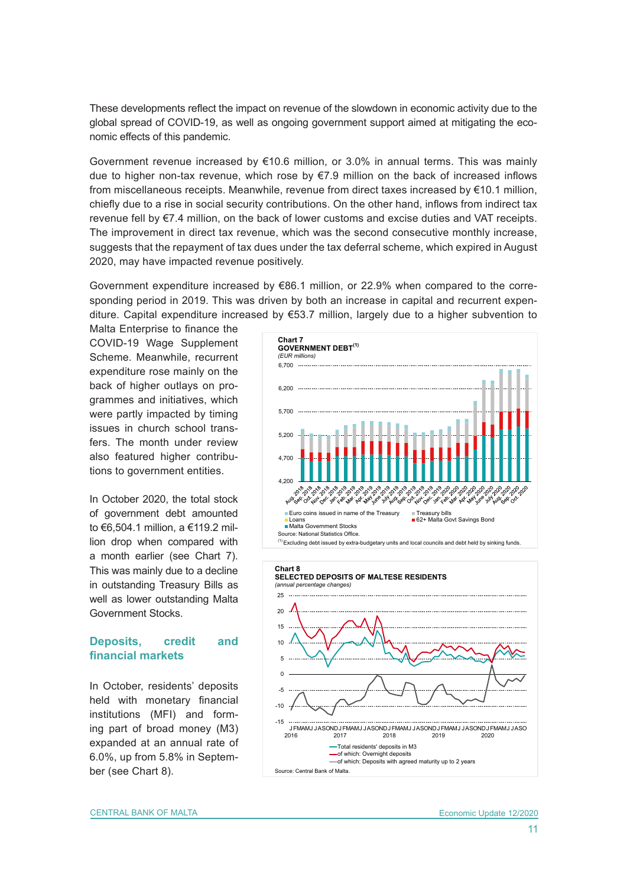These developments reflect the impact on revenue of the slowdown in economic activity due to the global spread of COVID-19, as well as ongoing government support aimed at mitigating the economic effects of this pandemic.

Government revenue increased by €10.6 million, or 3.0% in annual terms. This was mainly due to higher non-tax revenue, which rose by €7.9 million on the back of increased inflows from miscellaneous receipts. Meanwhile, revenue from direct taxes increased by €10.1 million, chiefly due to a rise in social security contributions. On the other hand, inflows from indirect tax revenue fell by €7.4 million, on the back of lower customs and excise duties and VAT receipts. The improvement in direct tax revenue, which was the second consecutive monthly increase, suggests that the repayment of tax dues under the tax deferral scheme, which expired in August 2020, may have impacted revenue positively.

Government expenditure increased by €86.1 million, or 22.9% when compared to the corresponding period in 2019. This was driven by both an increase in capital and recurrent expenditure. Capital expenditure increased by €53.7 million, largely due to a higher subvention to Malta Enterprise to finance the COVID-19 Wage Supplement Scheme. Meanwhile, recurrent expenditure rose mainly on the back of higher outlays on programmes and initiatives, which were partly impacted by timing issues in church school transfers. The month under review also featured higher contributions to government entities.

In October 2020, the total stock of government debt amounted to €6,504.1 million, a €119.2 million drop when compared with a month earlier (see Chart 7). This was mainly due to a decline in outstanding Treasury Bills as well as lower outstanding Malta Government Stocks.

**Chart 7**
**GOVERNMENT DEBT**[(1)]
*(EUR millions)*

Euro coins issued in name of the Treasury; Treasury bills; Loans; 62+ Malta Govt Savings Bond; Malta Government Stocks

Source: National Statistics Office.

[(1)] Excluding debt issued by extra-budgetary units and local councils and debt held by sinking funds.

## Deposits, credit and financial markets

In October, residents' deposits held with monetary financial institutions (MFI) and forming part of broad money (M3) expanded at an annual rate of 6.0%, up from 5.8% in September (see Chart 8).

**Chart 8**
**SELECTED DEPOSITS OF MALTESE RESIDENTS**
*(annual percentage changes)*

Total residents' deposits in M3; of which: Overnight deposits; of which: Deposits with agreed maturity up to 2 years

Source: Central Bank of Malta.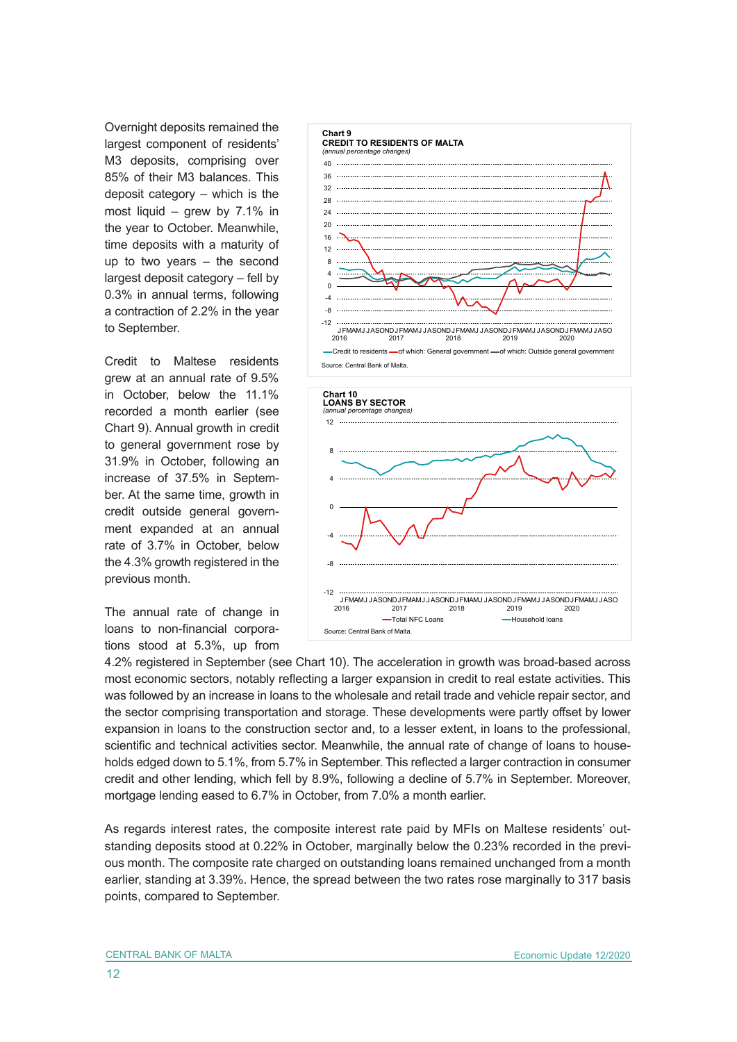Overnight deposits remained the largest component of residents' M3 deposits, comprising over 85% of their M3 balances. This deposit category – which is the most liquid – grew by 7.1% in the year to October. Meanwhile, time deposits with a maturity of up to two years – the second largest deposit category – fell by 0.3% in annual terms, following a contraction of 2.2% in the year to September.

Credit to Maltese residents grew at an annual rate of 9.5% in October, below the 11.1% recorded a month earlier (see Chart 9). Annual growth in credit to general government rose by 31.9% in October, following an increase of 37.5% in September. At the same time, growth in credit outside general government expanded at an annual rate of 3.7% in October, below the 4.3% growth registered in the previous month.

**Chart 9**
**CREDIT TO RESIDENTS OF MALTA**
*(annual percentage changes)*

Credit to residents — of which: General government — of which: Outside general government

Source: Central Bank of Malta.

**Chart 10**
**LOANS BY SECTOR**
*(annual percentage changes)*

Total NFC Loans — Household loans

Source: Central Bank of Malta.

The annual rate of change in loans to non-financial corporations stood at 5.3%, up from 4.2% registered in September (see Chart 10). The acceleration in growth was broad-based across most economic sectors, notably reflecting a larger expansion in credit to real estate activities. This was followed by an increase in loans to the wholesale and retail trade and vehicle repair sector, and the sector comprising transportation and storage. These developments were partly offset by lower expansion in loans to the construction sector and, to a lesser extent, in loans to the professional, scientific and technical activities sector. Meanwhile, the annual rate of change of loans to households edged down to 5.1%, from 5.7% in September. This reflected a larger contraction in consumer credit and other lending, which fell by 8.9%, following a decline of 5.7% in September. Moreover, mortgage lending eased to 6.7% in October, from 7.0% a month earlier.

As regards interest rates, the composite interest rate paid by MFIs on Maltese residents' outstanding deposits stood at 0.22% in October, marginally below the 0.23% recorded in the previous month. The composite rate charged on outstanding loans remained unchanged from a month earlier, standing at 3.39%. Hence, the spread between the two rates rose marginally to 317 basis points, compared to September.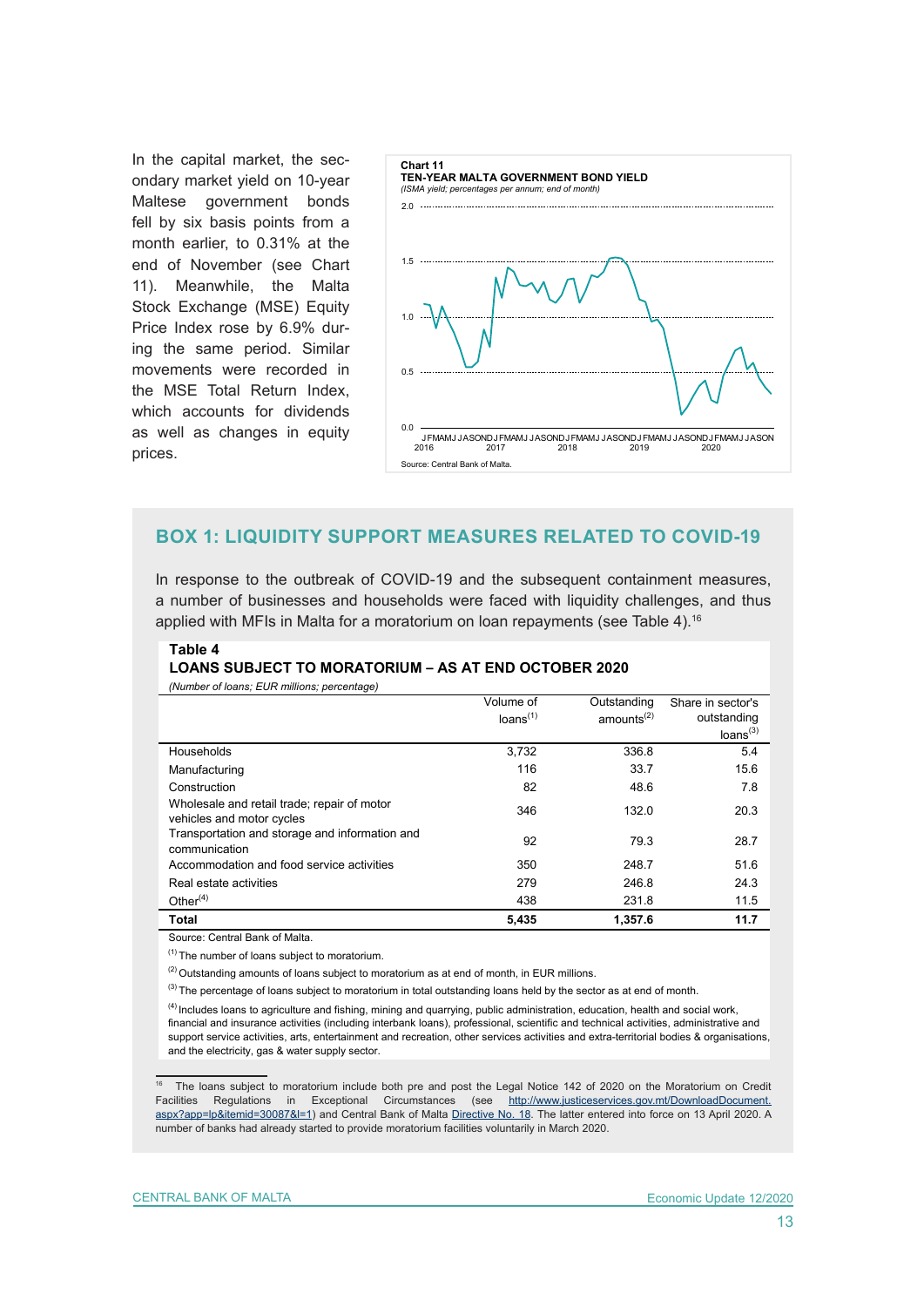In the capital market, the secondary market yield on 10-year Maltese government bonds fell by six basis points from a month earlier, to 0.31% at the end of November (see Chart 11). Meanwhile, the Malta Stock Exchange (MSE) Equity Price Index rose by 6.9% during the same period. Similar movements were recorded in the MSE Total Return Index, which accounts for dividends as well as changes in equity prices.

**Chart 11**
**TEN-YEAR MALTA GOVERNMENT BOND YIELD**
*(ISMA yield; percentages per annum; end of month)*

Source: Central Bank of Malta.

## BOX 1: LIQUIDITY SUPPORT MEASURES RELATED TO COVID-19

In response to the outbreak of COVID-19 and the subsequent containment measures, a number of businesses and households were faced with liquidity challenges, and thus applied with MFIs in Malta for a moratorium on loan repayments (see Table 4).[16]

**Table 4**
**LOANS SUBJECT TO MORATORIUM – AS AT END OCTOBER 2020**
*(Number of loans; EUR millions; percentage)*

| | Volume of loans[(1)] | Outstanding amounts[(2)] | Share in sector's outstanding loans[(3)] |
|---|---|---|---|
| Households | 3,732 | 336.8 | 5.4 |
| Manufacturing | 116 | 33.7 | 15.6 |
| Construction | 82 | 48.6 | 7.8 |
| Wholesale and retail trade; repair of motor vehicles and motor cycles | 346 | 132.0 | 20.3 |
| Transportation and storage and information and communication | 92 | 79.3 | 28.7 |
| Accommodation and food service activities | 350 | 248.7 | 51.6 |
| Real estate activities | 279 | 246.8 | 24.3 |
| Other[(4)] | 438 | 231.8 | 11.5 |
| **Total** | **5,435** | **1,357.6** | **11.7** |

Source: Central Bank of Malta.

[(1)] The number of loans subject to moratorium.

[(2)] Outstanding amounts of loans subject to moratorium as at end of month, in EUR millions.

[(3)] The percentage of loans subject to moratorium in total outstanding loans held by the sector as at end of month.

[(4)] Includes loans to agriculture and fishing, mining and quarrying, public administration, education, health and social work, financial and insurance activities (including interbank loans), professional, scientific and technical activities, administrative and support service activities, arts, entertainment and recreation, other services activities and extra-territorial bodies & organisations, and the electricity, gas & water supply sector.

---

[16] The loans subject to moratorium include both pre and post the Legal Notice 142 of 2020 on the Moratorium on Credit Facilities Regulations in Exceptional Circumstances (see http://www.justiceservices.gov.mt/DownloadDocument.aspx?app=lp&itemid=30087&l=1) and Central Bank of Malta Directive No. 18. The latter entered into force on 13 April 2020. A number of banks had already started to provide moratorium facilities voluntarily in March 2020.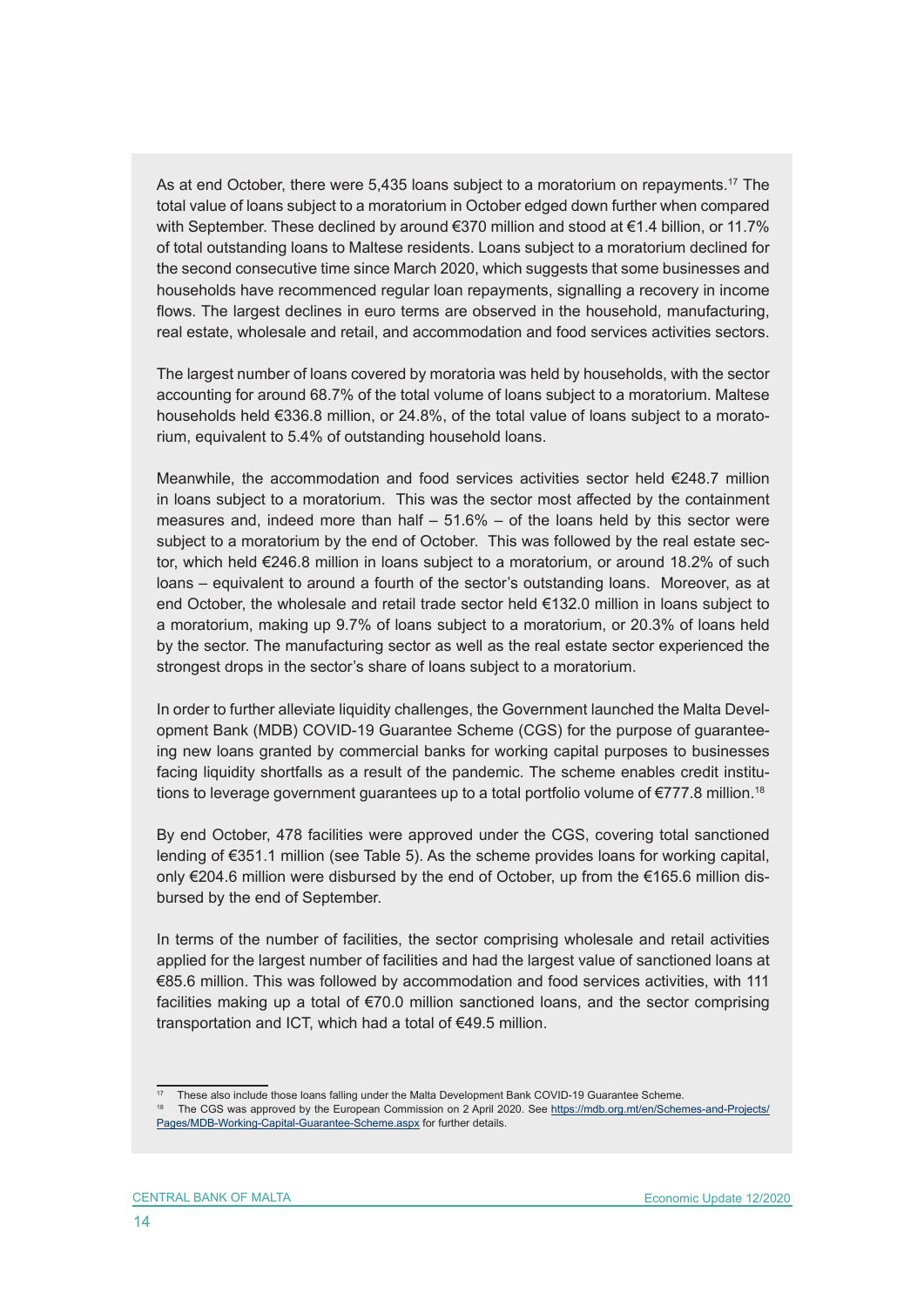As at end October, there were 5,435 loans subject to a moratorium on repayments.[17] The total value of loans subject to a moratorium in October edged down further when compared with September. These declined by around €370 million and stood at €1.4 billion, or 11.7% of total outstanding loans to Maltese residents. Loans subject to a moratorium declined for the second consecutive time since March 2020, which suggests that some businesses and households have recommenced regular loan repayments, signalling a recovery in income flows. The largest declines in euro terms are observed in the household, manufacturing, real estate, wholesale and retail, and accommodation and food services activities sectors.

The largest number of loans covered by moratoria was held by households, with the sector accounting for around 68.7% of the total volume of loans subject to a moratorium. Maltese households held €336.8 million, or 24.8%, of the total value of loans subject to a moratorium, equivalent to 5.4% of outstanding household loans.

Meanwhile, the accommodation and food services activities sector held €248.7 million in loans subject to a moratorium. This was the sector most affected by the containment measures and, indeed more than half – 51.6% – of the loans held by this sector were subject to a moratorium by the end of October. This was followed by the real estate sector, which held €246.8 million in loans subject to a moratorium, or around 18.2% of such loans – equivalent to around a fourth of the sector's outstanding loans. Moreover, as at end October, the wholesale and retail trade sector held €132.0 million in loans subject to a moratorium, making up 9.7% of loans subject to a moratorium, or 20.3% of loans held by the sector. The manufacturing sector as well as the real estate sector experienced the strongest drops in the sector's share of loans subject to a moratorium.

In order to further alleviate liquidity challenges, the Government launched the Malta Development Bank (MDB) COVID-19 Guarantee Scheme (CGS) for the purpose of guaranteeing new loans granted by commercial banks for working capital purposes to businesses facing liquidity shortfalls as a result of the pandemic. The scheme enables credit institutions to leverage government guarantees up to a total portfolio volume of €777.8 million.[18]

By end October, 478 facilities were approved under the CGS, covering total sanctioned lending of €351.1 million (see Table 5). As the scheme provides loans for working capital, only €204.6 million were disbursed by the end of October, up from the €165.6 million disbursed by the end of September.

In terms of the number of facilities, the sector comprising wholesale and retail activities applied for the largest number of facilities and had the largest value of sanctioned loans at €85.6 million. This was followed by accommodation and food services activities, with 111 facilities making up a total of €70.0 million sanctioned loans, and the sector comprising transportation and ICT, which had a total of €49.5 million.

---

[17] These also include those loans falling under the Malta Development Bank COVID-19 Guarantee Scheme.

[18] The CGS was approved by the European Commission on 2 April 2020. See https://mdb.org.mt/en/Schemes-and-Projects/Pages/MDB-Working-Capital-Guarantee-Scheme.aspx for further details.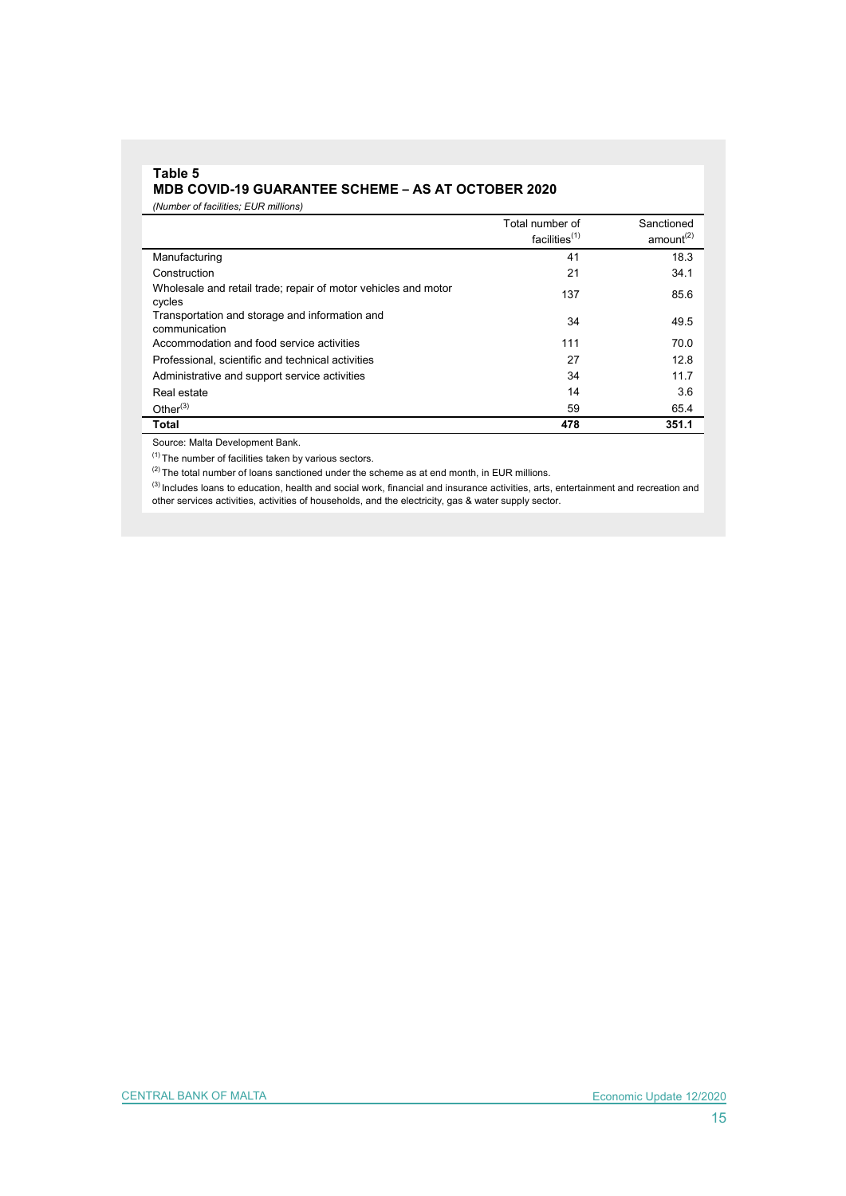**Table 5**

**MDB COVID-19 GUARANTEE SCHEME – AS AT OCTOBER 2020**

*(Number of facilities; EUR millions)*

| | Total number of facilities[(1)] | Sanctioned amount[(2)] |
|---|---|---|
| Manufacturing | 41 | 18.3 |
| Construction | 21 | 34.1 |
| Wholesale and retail trade; repair of motor vehicles and motor cycles | 137 | 85.6 |
| Transportation and storage and information and communication | 34 | 49.5 |
| Accommodation and food service activities | 111 | 70.0 |
| Professional, scientific and technical activities | 27 | 12.8 |
| Administrative and support service activities | 34 | 11.7 |
| Real estate | 14 | 3.6 |
| Other[(3)] | 59 | 65.4 |
| **Total** | **478** | **351.1** |

Source: Malta Development Bank.

[(1)] The number of facilities taken by various sectors.

[(2)] The total number of loans sanctioned under the scheme as at end month, in EUR millions.

[(3)] Includes loans to education, health and social work, financial and insurance activities, arts, entertainment and recreation and other services activities, activities of households, and the electricity, gas & water supply sector.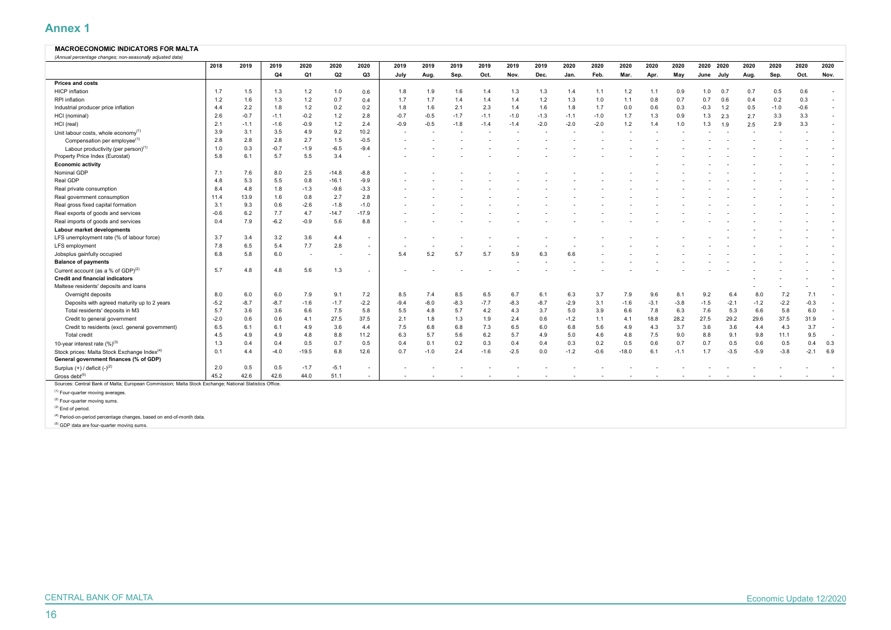# Annex 1

**MACROECONOMIC INDICATORS FOR MALTA**

*(Annual percentage changes; non-seasonally adjusted data)*

| | 2018 | 2019 | 2019 | 2020 | 2020 | 2020 | 2019 | 2019 | 2019 | 2019 | 2019 | 2019 | 2020 | 2020 | 2020 | 2020 | 2020 | 2020 | 2020 | 2020 | 2020 | 2020 | 2020 |
|---|---|---|---|---|---|---|---|---|---|---|---|---|---|---|---|---|---|---|---|---|---|---|---|
| | | | Q4 | Q1 | Q2 | Q3 | July | Aug. | Sep. | Oct. | Nov. | Dec. | Jan. | Feb. | Mar. | Apr. | May | June | July | Aug. | Sep. | Oct. | Nov. |
| **Prices and costs** | | | | | | | | | | | | | | | | | | | | | | | |
| HICP inflation | 1.7 | 1.5 | 1.3 | 1.2 | 1.0 | 0.6 | 1.8 | 1.9 | 1.6 | 1.4 | 1.3 | 1.3 | 1.4 | 1.1 | 1.2 | 1.1 | 0.9 | 1.0 | 0.7 | 0.7 | 0.5 | 0.6 | - |
| RPI inflation | 1.2 | 1.6 | 1.3 | 1.2 | 0.7 | 0.4 | 1.7 | 1.7 | 1.4 | 1.4 | 1.4 | 1.2 | 1.3 | 1.0 | 1.1 | 0.8 | 0.7 | 0.7 | 0.6 | 0.4 | 0.2 | 0.3 | - |
| Industrial producer price inflation | 4.4 | 2.2 | 1.8 | 1.2 | 0.2 | 0.2 | 1.8 | 1.6 | 2.1 | 2.3 | 1.4 | 1.6 | 1.8 | 1.7 | 0.0 | 0.6 | 0.3 | -0.3 | 1.2 | 0.5 | -1.0 | -0.6 | - |
| HCI (nominal) | 2.6 | -0.7 | -1.1 | -0.2 | 1.2 | 2.8 | -0.7 | -0.5 | -1.7 | -1.1 | -1.0 | -1.3 | -1.1 | -1.0 | 1.7 | 1.3 | 0.9 | 1.3 | 2.3 | 2.7 | 3.3 | 3.3 | - |
| HCI (real) | 2.1 | -1.1 | -1.6 | -0.9 | 1.2 | 2.4 | -0.9 | -0.5 | -1.8 | -1.4 | -1.4 | -2.0 | -2.0 | -2.0 | 1.2 | 1.4 | 1.0 | 1.3 | 1.9 | 2.5 | 2.9 | 3.3 | - |
| Unit labour costs, whole economy[1] | 3.9 | 3.1 | 3.5 | 4.9 | 9.2 | 10.2 | - | - | - | - | - | - | - | - | - | - | - | - | - | - | - | - | - |
| Compensation per employee[1] | 2.8 | 2.8 | 2.8 | 2.7 | 1.5 | -0.5 | - | - | - | - | - | - | - | - | - | - | - | - | - | - | - | - | - |
| Labour productivity (per person)[1] | 1.0 | 0.3 | -0.7 | -1.9 | -6.5 | -9.4 | - | - | - | - | - | - | - | - | - | - | - | - | - | - | - | - | - |
| Property Price Index (Eurostat) | 5.8 | 6.1 | 5.7 | 5.5 | 3.4 | - | - | - | - | - | - | - | - | - | - | - | - | - | - | - | - | - | - |
| **Economic activity** | | | | | | | | | | | | | | | | - | - | - | - | - | - | - | - |
| Nominal GDP | 7.1 | 7.6 | 8.0 | 2.5 | -14.8 | -8.8 | - | - | - | - | - | - | - | - | - | - | - | - | - | - | - | - | - |
| Real GDP | 4.8 | 5.3 | 5.5 | 0.8 | -16.1 | -9.9 | - | - | - | - | - | - | - | - | - | - | - | - | - | - | - | - | - |
| Real private consumption | 8.4 | 4.8 | 1.8 | -1.3 | -9.6 | -3.3 | - | - | - | - | - | - | - | - | - | - | - | - | - | - | - | - | - |
| Real government consumption | 11.4 | 13.9 | 1.6 | 0.8 | 2.7 | 2.8 | - | - | - | - | - | - | - | - | - | - | - | - | - | - | - | - | - |
| Real gross fixed capital formation | 3.1 | 9.3 | 0.6 | -2.6 | -1.8 | -1.0 | - | - | - | - | - | - | - | - | - | - | - | - | - | - | - | - | - |
| Real exports of goods and services | -0.6 | 6.2 | 7.7 | 4.7 | -14.7 | -17.9 | - | - | - | - | - | - | - | - | - | - | - | - | - | - | - | - | - |
| Real imports of goods and services | 0.4 | 7.9 | -6.2 | -0.9 | 5.6 | 8.8 | - | - | - | - | - | - | - | - | - | - | - | - | - | - | - | - | - |
| **Labour market developments** | | | | | | | | | | | | | | | | | | | - | - | - | - | - |
| LFS unemployment rate (% of labour force) | 3.7 | 3.4 | 3.2 | 3.6 | 4.4 | - | - | - | - | - | - | - | - | - | - | - | - | - | - | - | - | - | - |
| LFS employment | 7.8 | 6.5 | 5.4 | 7.7 | 2.8 | - | - | - | - | - | - | - | - | - | - | - | - | - | - | - | - | - | - |
| Jobsplus gainfully occupied | 6.8 | 5.8 | 6.0 | - | - | - | 5.4 | 5.2 | 5.7 | 5.7 | 5.9 | 6.3 | 6.6 | - | - | - | - | - | - | - | - | - | - |
| **Balance of payments** | | | | | | | | | | | - | - | - | - | - | - | - | - | - | - | - | - | - |
| Current account (as a % of GDP)[2] | 5.7 | 4.8 | 4.8 | 5.6 | 1.3 | - | - | - | - | - | - | - | - | - | - | - | - | - | - | - | - | - | - |
| **Credit and financial indicators** | | | | | | | | | | | | | | | | | | | | - | - | - | - |
| Maltese residents' deposits and loans | | | | | | | | | | | | | | | | | | | | - | - | - | - |
| Overnight deposits | 8.0 | 6.0 | 6.0 | 7.9 | 9.1 | 7.2 | 8.5 | 7.4 | 8.5 | 6.5 | 6.7 | 6.1 | 6.3 | 3.7 | 7.9 | 9.6 | 8.1 | 9.2 | 6.4 | 8.0 | 7.2 | 7.1 | - |
| Deposits with agreed maturity up to 2 years | -5.2 | -8.7 | -8.7 | -1.6 | -1.7 | -2.2 | -9.4 | -8.0 | -8.3 | -7.7 | -8.3 | -8.7 | -2.9 | 3.1 | -1.6 | -3.1 | -3.8 | -1.5 | -2.1 | -1.2 | -2.2 | -0.3 | - |
| Total residents' deposits in M3 | 5.7 | 3.6 | 3.6 | 6.6 | 7.5 | 5.8 | 5.5 | 4.8 | 5.7 | 4.2 | 4.3 | 3.7 | 5.0 | 3.9 | 6.6 | 7.8 | 6.3 | 7.6 | 5.3 | 6.6 | 5.8 | 6.0 | - |
| Credit to general government | -2.0 | 0.6 | 0.6 | 4.1 | 27.5 | 37.5 | 2.1 | 1.8 | 1.3 | 1.9 | 2.4 | 0.6 | -1.2 | 1.1 | 4.1 | 18.8 | 28.2 | 27.5 | 29.2 | 29.6 | 37.5 | 31.9 | - |
| Credit to residents (excl. general government) | 6.5 | 6.1 | 6.1 | 4.9 | 3.6 | 4.4 | 7.5 | 6.8 | 6.8 | 7.3 | 6.5 | 6.0 | 6.8 | 5.6 | 4.9 | 4.3 | 3.7 | 3.6 | 3.6 | 4.4 | 4.3 | 3.7 | - |
| Total credit | 4.5 | 4.9 | 4.9 | 4.8 | 8.8 | 11.2 | 6.3 | 5.7 | 5.6 | 6.2 | 5.7 | 4.9 | 5.0 | 4.6 | 4.8 | 7.5 | 9.0 | 8.8 | 9.1 | 9.8 | 11.1 | 9.5 | - |
| 10-year interest rate (%)[3] | 1.3 | 0.4 | 0.4 | 0.5 | 0.7 | 0.5 | 0.4 | 0.1 | 0.2 | 0.3 | 0.4 | 0.4 | 0.3 | 0.2 | 0.5 | 0.6 | 0.7 | 0.7 | 0.5 | 0.6 | 0.5 | 0.4 | 0.3 |
| Stock prices: Malta Stock Exchange Index[4] | 0.1 | 4.4 | -4.0 | -19.5 | 6.8 | 12.6 | 0.7 | -1.0 | 2.4 | -1.6 | -2.5 | 0.0 | -1.2 | -0.6 | -18.0 | 6.1 | -1.1 | 1.7 | -3.5 | -5.9 | -3.8 | -2.1 | 6.9 |
| **General government finances (% of GDP)** | | | | | | | | | | | | | | | | | | | | | | | |
| Surplus (+) / deficit (-)[2] | 2.0 | 0.5 | 0.5 | -1.7 | -5.1 | - | - | - | - | - | - | - | - | - | - | - | - | - | - | - | - | - | - |
| Gross debt[5] | 45.2 | 42.6 | 42.6 | 44.0 | 51.1 | - | - | - | - | - | - | - | - | - | - | - | - | - | - | - | - | - | - |

Sources: Central Bank of Malta; European Commission; Malta Stock Exchange; National Statistics Office.

[1] Four-quarter moving averages.

[2] Four-quarter moving sums.

[3] End of period.

[4] Period-on-period percentage changes, based on end-of-month data.

[5] GDP data are four-quarter moving sums.